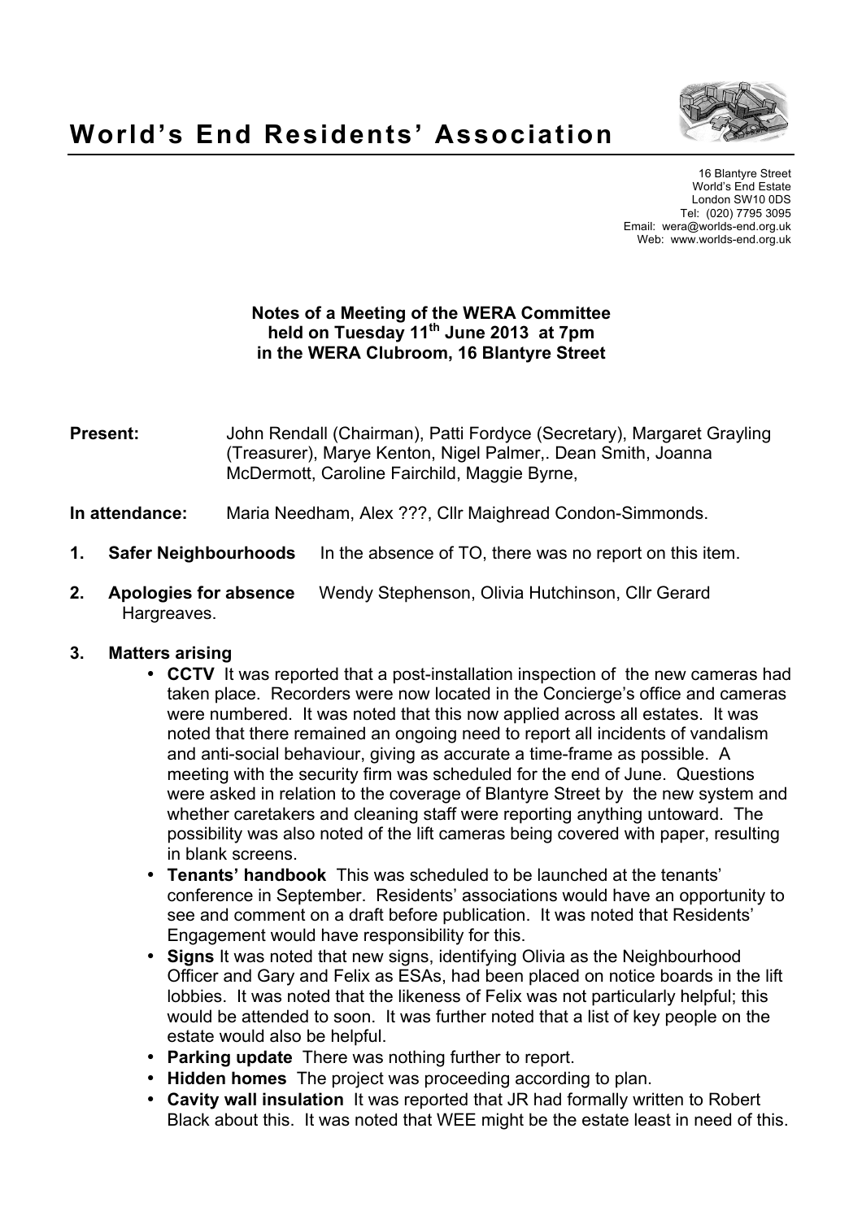# World's End Residents' Association

16 Blantyre Street
World's End Estate
London SW10 0DS
Tel: (020) 7795 3095
Email: wera@worlds-end.org.uk
Web: www.worlds-end.org.uk

**Notes of a Meeting of the WERA Committee**
**held on Tuesday 11th June 2013 at 7pm**
**in the WERA Clubroom, 16 Blantyre Street**

**Present:** John Rendall (Chairman), Patti Fordyce (Secretary), Margaret Grayling (Treasurer), Marye Kenton, Nigel Palmer,. Dean Smith, Joanna McDermott, Caroline Fairchild, Maggie Byrne,

**In attendance:** Maria Needham, Alex ???, Cllr Maighread Condon-Simmonds.

**1. Safer Neighbourhoods** In the absence of TO, there was no report on this item.

**2. Apologies for absence** Wendy Stephenson, Olivia Hutchinson, Cllr Gerard Hargreaves.

**3. Matters arising**

- **CCTV** It was reported that a post-installation inspection of the new cameras had taken place. Recorders were now located in the Concierge's office and cameras were numbered. It was noted that this now applied across all estates. It was noted that there remained an ongoing need to report all incidents of vandalism and anti-social behaviour, giving as accurate a time-frame as possible. A meeting with the security firm was scheduled for the end of June. Questions were asked in relation to the coverage of Blantyre Street by the new system and whether caretakers and cleaning staff were reporting anything untoward. The possibility was also noted of the lift cameras being covered with paper, resulting in blank screens.
- **Tenants' handbook** This was scheduled to be launched at the tenants' conference in September. Residents' associations would have an opportunity to see and comment on a draft before publication. It was noted that Residents' Engagement would have responsibility for this.
- **Signs** It was noted that new signs, identifying Olivia as the Neighbourhood Officer and Gary and Felix as ESAs, had been placed on notice boards in the lift lobbies. It was noted that the likeness of Felix was not particularly helpful; this would be attended to soon. It was further noted that a list of key people on the estate would also be helpful.
- **Parking update** There was nothing further to report.
- **Hidden homes** The project was proceeding according to plan.
- **Cavity wall insulation** It was reported that JR had formally written to Robert Black about this. It was noted that WEE might be the estate least in need of this.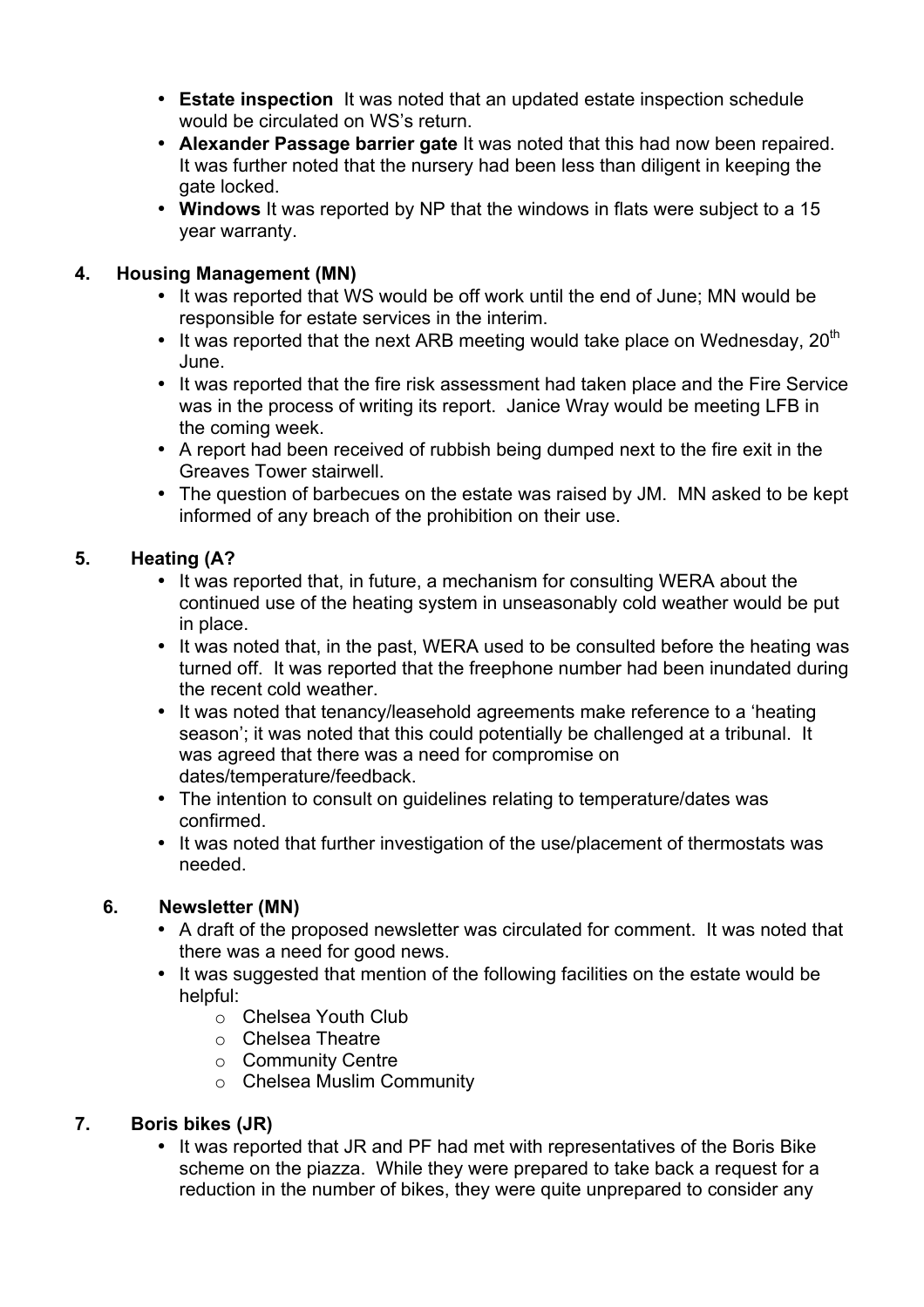- **Estate inspection** It was noted that an updated estate inspection schedule would be circulated on WS's return.
- **Alexander Passage barrier gate** It was noted that this had now been repaired. It was further noted that the nursery had been less than diligent in keeping the gate locked.
- **Windows** It was reported by NP that the windows in flats were subject to a 15 year warranty.

## 4. Housing Management (MN)

- It was reported that WS would be off work until the end of June; MN would be responsible for estate services in the interim.
- It was reported that the next ARB meeting would take place on Wednesday, 20th June.
- It was reported that the fire risk assessment had taken place and the Fire Service was in the process of writing its report. Janice Wray would be meeting LFB in the coming week.
- A report had been received of rubbish being dumped next to the fire exit in the Greaves Tower stairwell.
- The question of barbecues on the estate was raised by JM. MN asked to be kept informed of any breach of the prohibition on their use.

## 5. Heating (A?

- It was reported that, in future, a mechanism for consulting WERA about the continued use of the heating system in unseasonably cold weather would be put in place.
- It was noted that, in the past, WERA used to be consulted before the heating was turned off. It was reported that the freephone number had been inundated during the recent cold weather.
- It was noted that tenancy/leasehold agreements make reference to a 'heating season'; it was noted that this could potentially be challenged at a tribunal. It was agreed that there was a need for compromise on dates/temperature/feedback.
- The intention to consult on guidelines relating to temperature/dates was confirmed.
- It was noted that further investigation of the use/placement of thermostats was needed.

## 6. Newsletter (MN)

- A draft of the proposed newsletter was circulated for comment. It was noted that there was a need for good news.
- It was suggested that mention of the following facilities on the estate would be helpful:
  - Chelsea Youth Club
  - Chelsea Theatre
  - Community Centre
  - Chelsea Muslim Community

## 7. Boris bikes (JR)

- It was reported that JR and PF had met with representatives of the Boris Bike scheme on the piazza. While they were prepared to take back a request for a reduction in the number of bikes, they were quite unprepared to consider any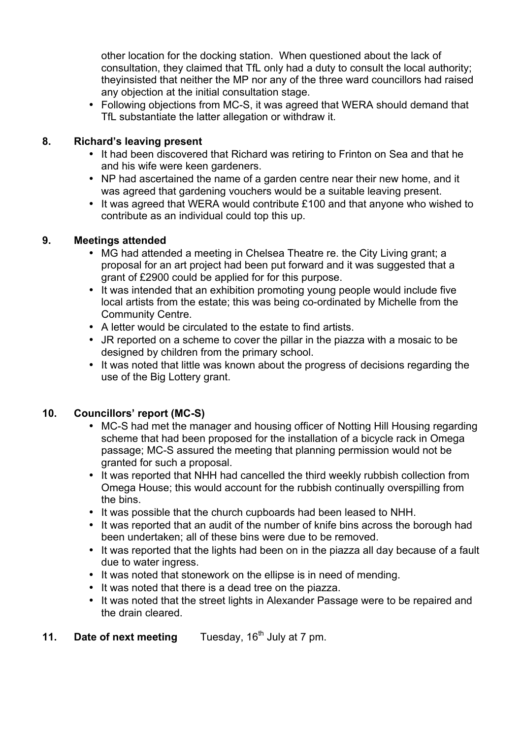other location for the docking station. When questioned about the lack of consultation, they claimed that TfL only had a duty to consult the local authority; theyinsisted that neither the MP nor any of the three ward councillors had raised any objection at the initial consultation stage.

- Following objections from MC-S, it was agreed that WERA should demand that TfL substantiate the latter allegation or withdraw it.

**8. Richard's leaving present**

- It had been discovered that Richard was retiring to Frinton on Sea and that he and his wife were keen gardeners.
- NP had ascertained the name of a garden centre near their new home, and it was agreed that gardening vouchers would be a suitable leaving present.
- It was agreed that WERA would contribute £100 and that anyone who wished to contribute as an individual could top this up.

**9. Meetings attended**

- MG had attended a meeting in Chelsea Theatre re. the City Living grant; a proposal for an art project had been put forward and it was suggested that a grant of £2900 could be applied for for this purpose.
- It was intended that an exhibition promoting young people would include five local artists from the estate; this was being co-ordinated by Michelle from the Community Centre.
- A letter would be circulated to the estate to find artists.
- JR reported on a scheme to cover the pillar in the piazza with a mosaic to be designed by children from the primary school.
- It was noted that little was known about the progress of decisions regarding the use of the Big Lottery grant.

**10. Councillors' report (MC-S)**

- MC-S had met the manager and housing officer of Notting Hill Housing regarding scheme that had been proposed for the installation of a bicycle rack in Omega passage; MC-S assured the meeting that planning permission would not be granted for such a proposal.
- It was reported that NHH had cancelled the third weekly rubbish collection from Omega House; this would account for the rubbish continually overspilling from the bins.
- It was possible that the church cupboards had been leased to NHH.
- It was reported that an audit of the number of knife bins across the borough had been undertaken; all of these bins were due to be removed.
- It was reported that the lights had been on in the piazza all day because of a fault due to water ingress.
- It was noted that stonework on the ellipse is in need of mending.
- It was noted that there is a dead tree on the piazza.
- It was noted that the street lights in Alexander Passage were to be repaired and the drain cleared.

**11. Date of next meeting** Tuesday, 16th July at 7 pm.